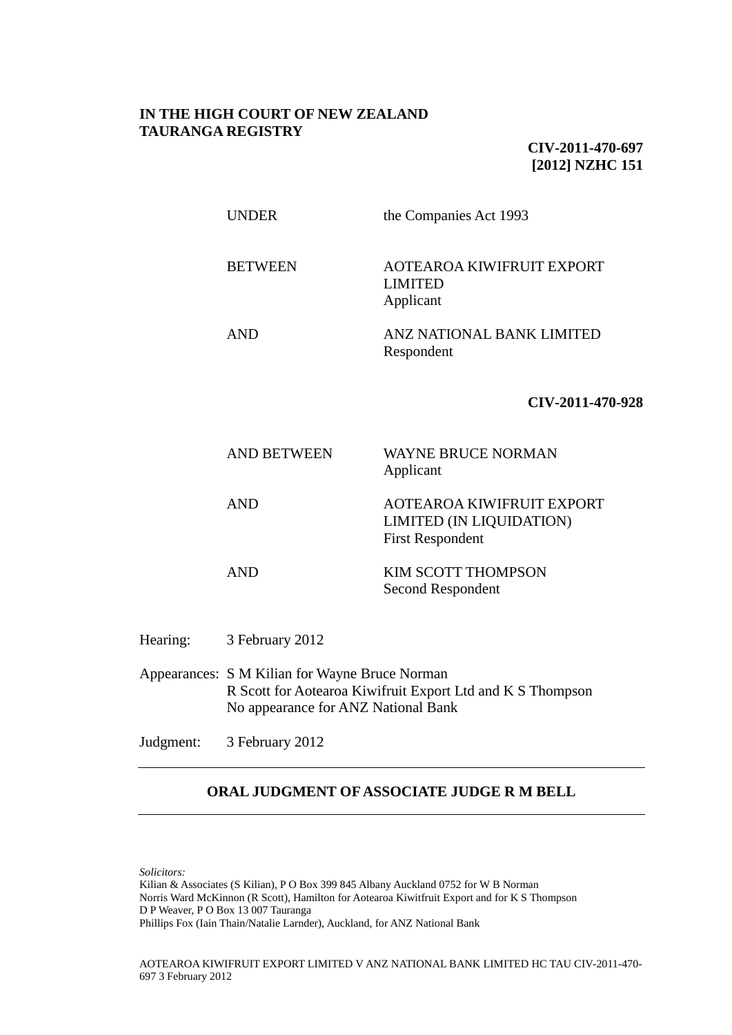**IN THE HIGH COURT OF NEW ZEALAND**
**TAURANGA REGISTRY**

**CIV-2011-470-697**
**[2012] NZHC 151**

| | |
|---|---|
| UNDER | the Companies Act 1993 |
| BETWEEN | AOTEAROA KIWIFRUIT EXPORT LIMITED<br>Applicant |
| AND | ANZ NATIONAL BANK LIMITED<br>Respondent |

**CIV-2011-470-928**

| | |
|---|---|
| AND BETWEEN | WAYNE BRUCE NORMAN<br>Applicant |
| AND | AOTEAROA KIWIFRUIT EXPORT LIMITED (IN LIQUIDATION)<br>First Respondent |
| AND | KIM SCOTT THOMPSON<br>Second Respondent |

Hearing: 3 February 2012

Appearances: S M Kilian for Wayne Bruce Norman
R Scott for Aotearoa Kiwifruit Export Ltd and K S Thompson
No appearance for ANZ National Bank

Judgment: 3 February 2012

---

**ORAL JUDGMENT OF ASSOCIATE JUDGE R M BELL**

---

*Solicitors:*
Kilian & Associates (S Kilian), P O Box 399 845 Albany Auckland 0752 for W B Norman
Norris Ward McKinnon (R Scott), Hamilton for Aotearoa Kiwitfruit Export and for K S Thompson
D P Weaver, P O Box 13 007 Tauranga
Phillips Fox (Iain Thain/Natalie Larnder), Auckland, for ANZ National Bank

AOTEAROA KIWIFRUIT EXPORT LIMITED V ANZ NATIONAL BANK LIMITED HC TAU CIV-2011-470-697 3 February 2012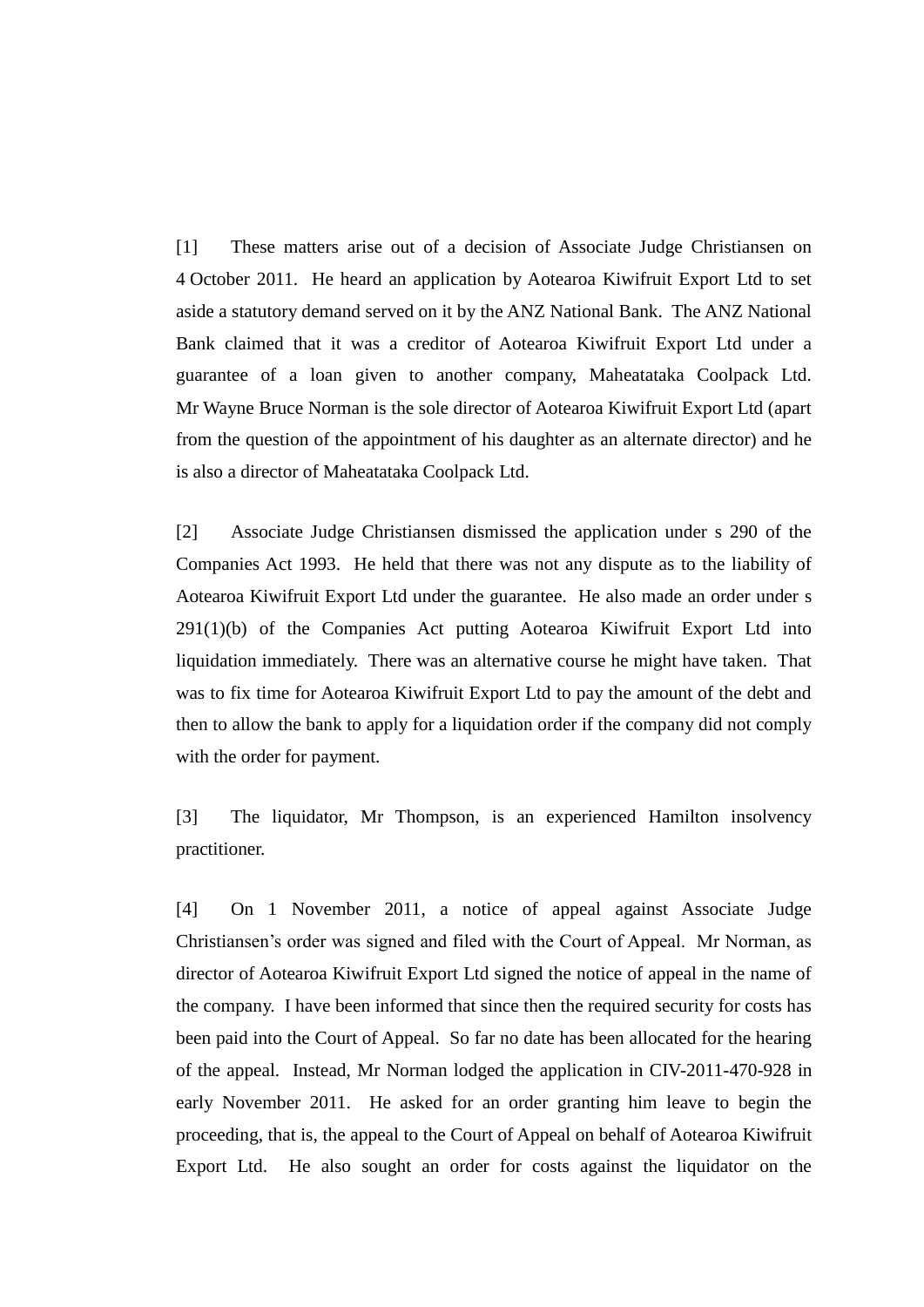[1] These matters arise out of a decision of Associate Judge Christiansen on 4 October 2011. He heard an application by Aotearoa Kiwifruit Export Ltd to set aside a statutory demand served on it by the ANZ National Bank. The ANZ National Bank claimed that it was a creditor of Aotearoa Kiwifruit Export Ltd under a guarantee of a loan given to another company, Maheatataka Coolpack Ltd. Mr Wayne Bruce Norman is the sole director of Aotearoa Kiwifruit Export Ltd (apart from the question of the appointment of his daughter as an alternate director) and he is also a director of Maheatataka Coolpack Ltd.

[2] Associate Judge Christiansen dismissed the application under s 290 of the Companies Act 1993. He held that there was not any dispute as to the liability of Aotearoa Kiwifruit Export Ltd under the guarantee. He also made an order under s 291(1)(b) of the Companies Act putting Aotearoa Kiwifruit Export Ltd into liquidation immediately. There was an alternative course he might have taken. That was to fix time for Aotearoa Kiwifruit Export Ltd to pay the amount of the debt and then to allow the bank to apply for a liquidation order if the company did not comply with the order for payment.

[3] The liquidator, Mr Thompson, is an experienced Hamilton insolvency practitioner.

[4] On 1 November 2011, a notice of appeal against Associate Judge Christiansen's order was signed and filed with the Court of Appeal. Mr Norman, as director of Aotearoa Kiwifruit Export Ltd signed the notice of appeal in the name of the company. I have been informed that since then the required security for costs has been paid into the Court of Appeal. So far no date has been allocated for the hearing of the appeal. Instead, Mr Norman lodged the application in CIV-2011-470-928 in early November 2011. He asked for an order granting him leave to begin the proceeding, that is, the appeal to the Court of Appeal on behalf of Aotearoa Kiwifruit Export Ltd. He also sought an order for costs against the liquidator on the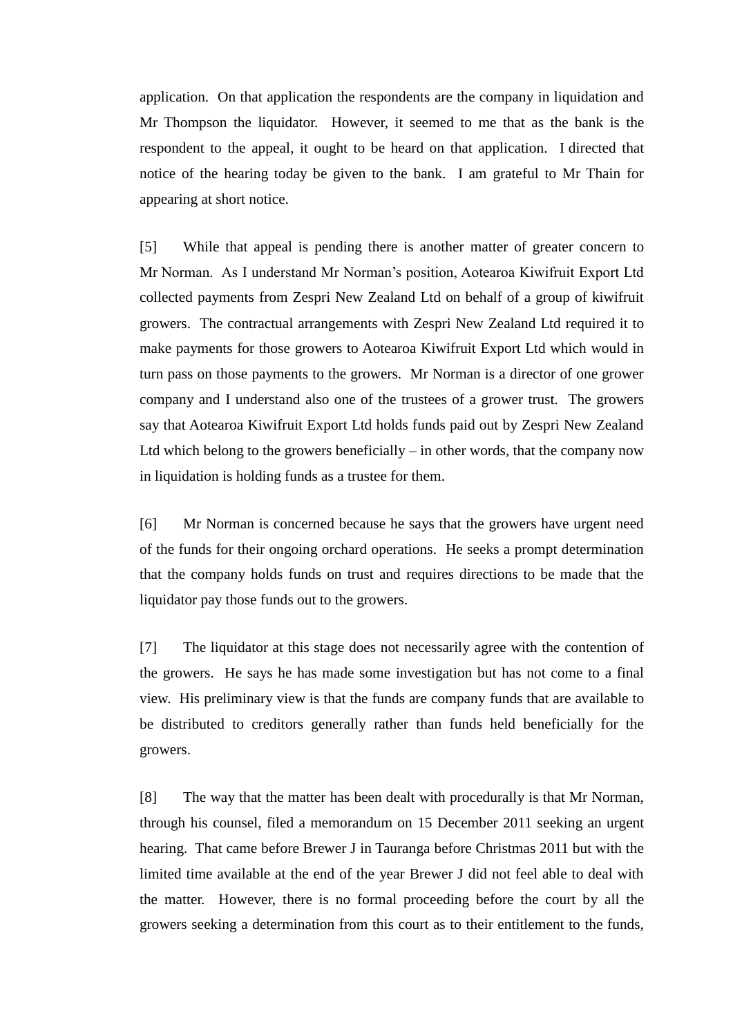application. On that application the respondents are the company in liquidation and Mr Thompson the liquidator. However, it seemed to me that as the bank is the respondent to the appeal, it ought to be heard on that application. I directed that notice of the hearing today be given to the bank. I am grateful to Mr Thain for appearing at short notice.

[5] While that appeal is pending there is another matter of greater concern to Mr Norman. As I understand Mr Norman's position, Aotearoa Kiwifruit Export Ltd collected payments from Zespri New Zealand Ltd on behalf of a group of kiwifruit growers. The contractual arrangements with Zespri New Zealand Ltd required it to make payments for those growers to Aotearoa Kiwifruit Export Ltd which would in turn pass on those payments to the growers. Mr Norman is a director of one grower company and I understand also one of the trustees of a grower trust. The growers say that Aotearoa Kiwifruit Export Ltd holds funds paid out by Zespri New Zealand Ltd which belong to the growers beneficially – in other words, that the company now in liquidation is holding funds as a trustee for them.

[6] Mr Norman is concerned because he says that the growers have urgent need of the funds for their ongoing orchard operations. He seeks a prompt determination that the company holds funds on trust and requires directions to be made that the liquidator pay those funds out to the growers.

[7] The liquidator at this stage does not necessarily agree with the contention of the growers. He says he has made some investigation but has not come to a final view. His preliminary view is that the funds are company funds that are available to be distributed to creditors generally rather than funds held beneficially for the growers.

[8] The way that the matter has been dealt with procedurally is that Mr Norman, through his counsel, filed a memorandum on 15 December 2011 seeking an urgent hearing. That came before Brewer J in Tauranga before Christmas 2011 but with the limited time available at the end of the year Brewer J did not feel able to deal with the matter. However, there is no formal proceeding before the court by all the growers seeking a determination from this court as to their entitlement to the funds,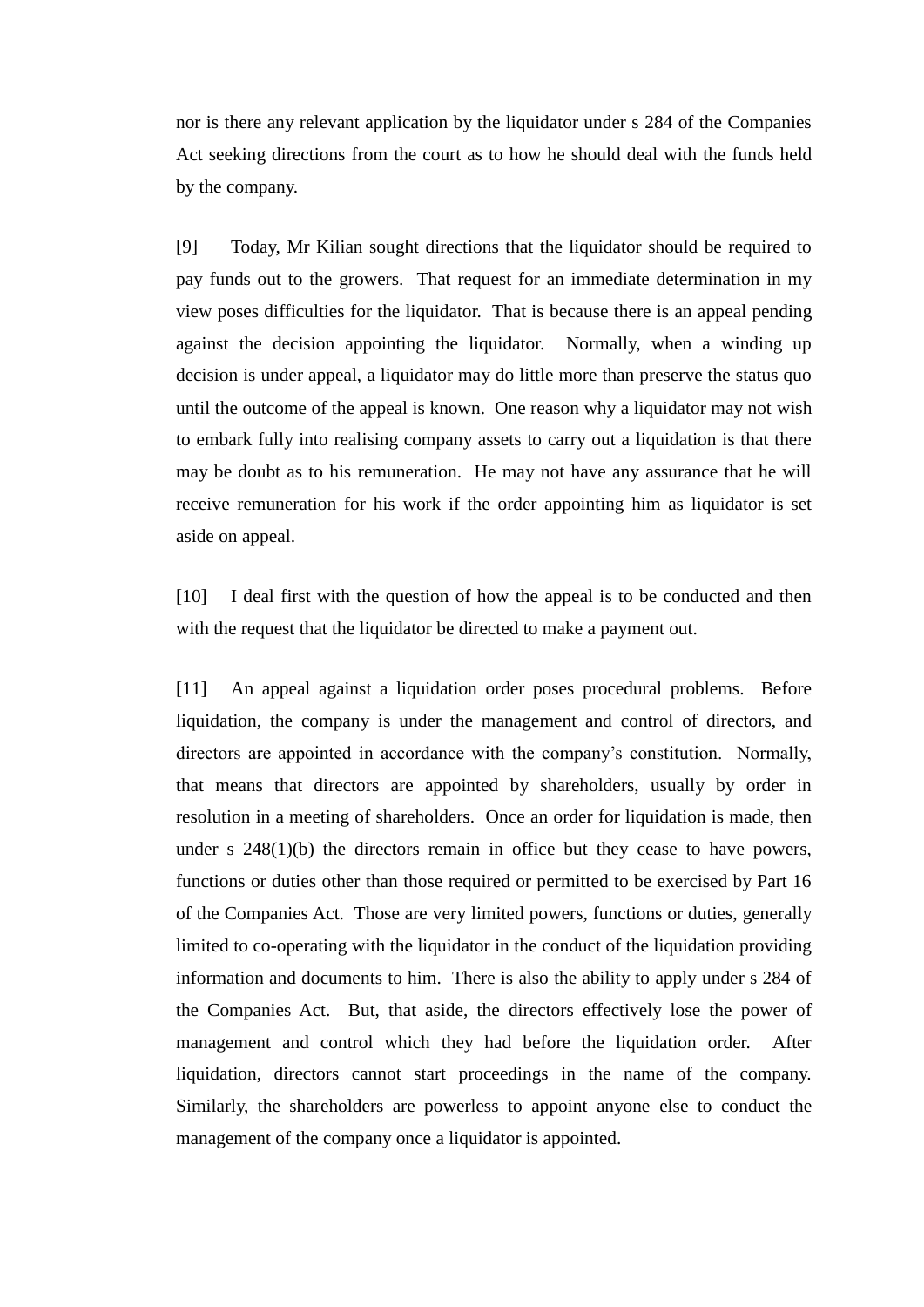nor is there any relevant application by the liquidator under s 284 of the Companies Act seeking directions from the court as to how he should deal with the funds held by the company.

[9] Today, Mr Kilian sought directions that the liquidator should be required to pay funds out to the growers. That request for an immediate determination in my view poses difficulties for the liquidator. That is because there is an appeal pending against the decision appointing the liquidator. Normally, when a winding up decision is under appeal, a liquidator may do little more than preserve the status quo until the outcome of the appeal is known. One reason why a liquidator may not wish to embark fully into realising company assets to carry out a liquidation is that there may be doubt as to his remuneration. He may not have any assurance that he will receive remuneration for his work if the order appointing him as liquidator is set aside on appeal.

[10] I deal first with the question of how the appeal is to be conducted and then with the request that the liquidator be directed to make a payment out.

[11] An appeal against a liquidation order poses procedural problems. Before liquidation, the company is under the management and control of directors, and directors are appointed in accordance with the company's constitution. Normally, that means that directors are appointed by shareholders, usually by order in resolution in a meeting of shareholders. Once an order for liquidation is made, then under s 248(1)(b) the directors remain in office but they cease to have powers, functions or duties other than those required or permitted to be exercised by Part 16 of the Companies Act. Those are very limited powers, functions or duties, generally limited to co-operating with the liquidator in the conduct of the liquidation providing information and documents to him. There is also the ability to apply under s 284 of the Companies Act. But, that aside, the directors effectively lose the power of management and control which they had before the liquidation order. After liquidation, directors cannot start proceedings in the name of the company. Similarly, the shareholders are powerless to appoint anyone else to conduct the management of the company once a liquidator is appointed.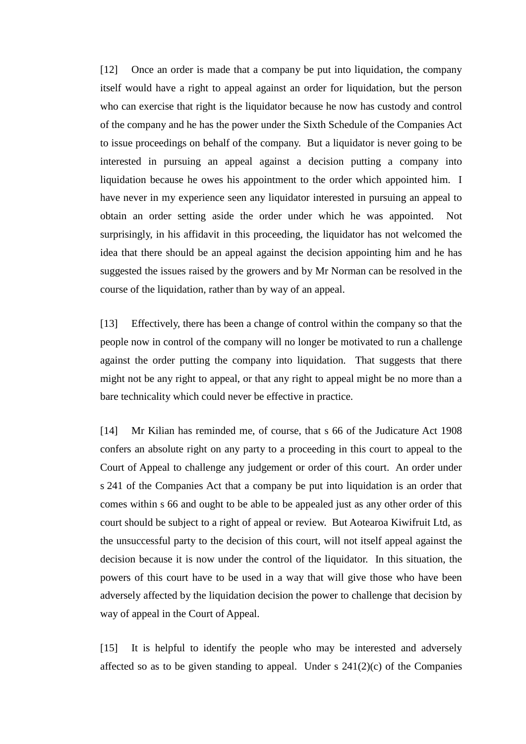[12] Once an order is made that a company be put into liquidation, the company itself would have a right to appeal against an order for liquidation, but the person who can exercise that right is the liquidator because he now has custody and control of the company and he has the power under the Sixth Schedule of the Companies Act to issue proceedings on behalf of the company. But a liquidator is never going to be interested in pursuing an appeal against a decision putting a company into liquidation because he owes his appointment to the order which appointed him. I have never in my experience seen any liquidator interested in pursuing an appeal to obtain an order setting aside the order under which he was appointed. Not surprisingly, in his affidavit in this proceeding, the liquidator has not welcomed the idea that there should be an appeal against the decision appointing him and he has suggested the issues raised by the growers and by Mr Norman can be resolved in the course of the liquidation, rather than by way of an appeal.

[13] Effectively, there has been a change of control within the company so that the people now in control of the company will no longer be motivated to run a challenge against the order putting the company into liquidation. That suggests that there might not be any right to appeal, or that any right to appeal might be no more than a bare technicality which could never be effective in practice.

[14] Mr Kilian has reminded me, of course, that s 66 of the Judicature Act 1908 confers an absolute right on any party to a proceeding in this court to appeal to the Court of Appeal to challenge any judgement or order of this court. An order under s 241 of the Companies Act that a company be put into liquidation is an order that comes within s 66 and ought to be able to be appealed just as any other order of this court should be subject to a right of appeal or review. But Aotearoa Kiwifruit Ltd, as the unsuccessful party to the decision of this court, will not itself appeal against the decision because it is now under the control of the liquidator. In this situation, the powers of this court have to be used in a way that will give those who have been adversely affected by the liquidation decision the power to challenge that decision by way of appeal in the Court of Appeal.

[15] It is helpful to identify the people who may be interested and adversely affected so as to be given standing to appeal. Under s 241(2)(c) of the Companies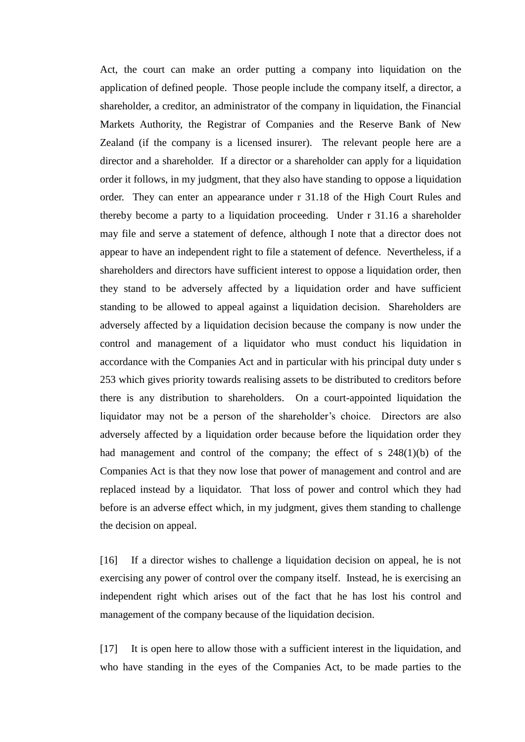Act, the court can make an order putting a company into liquidation on the application of defined people. Those people include the company itself, a director, a shareholder, a creditor, an administrator of the company in liquidation, the Financial Markets Authority, the Registrar of Companies and the Reserve Bank of New Zealand (if the company is a licensed insurer). The relevant people here are a director and a shareholder. If a director or a shareholder can apply for a liquidation order it follows, in my judgment, that they also have standing to oppose a liquidation order. They can enter an appearance under r 31.18 of the High Court Rules and thereby become a party to a liquidation proceeding. Under r 31.16 a shareholder may file and serve a statement of defence, although I note that a director does not appear to have an independent right to file a statement of defence. Nevertheless, if a shareholders and directors have sufficient interest to oppose a liquidation order, then they stand to be adversely affected by a liquidation order and have sufficient standing to be allowed to appeal against a liquidation decision. Shareholders are adversely affected by a liquidation decision because the company is now under the control and management of a liquidator who must conduct his liquidation in accordance with the Companies Act and in particular with his principal duty under s 253 which gives priority towards realising assets to be distributed to creditors before there is any distribution to shareholders. On a court-appointed liquidation the liquidator may not be a person of the shareholder's choice. Directors are also adversely affected by a liquidation order because before the liquidation order they had management and control of the company; the effect of s 248(1)(b) of the Companies Act is that they now lose that power of management and control and are replaced instead by a liquidator. That loss of power and control which they had before is an adverse effect which, in my judgment, gives them standing to challenge the decision on appeal.

[16] If a director wishes to challenge a liquidation decision on appeal, he is not exercising any power of control over the company itself. Instead, he is exercising an independent right which arises out of the fact that he has lost his control and management of the company because of the liquidation decision.

[17] It is open here to allow those with a sufficient interest in the liquidation, and who have standing in the eyes of the Companies Act, to be made parties to the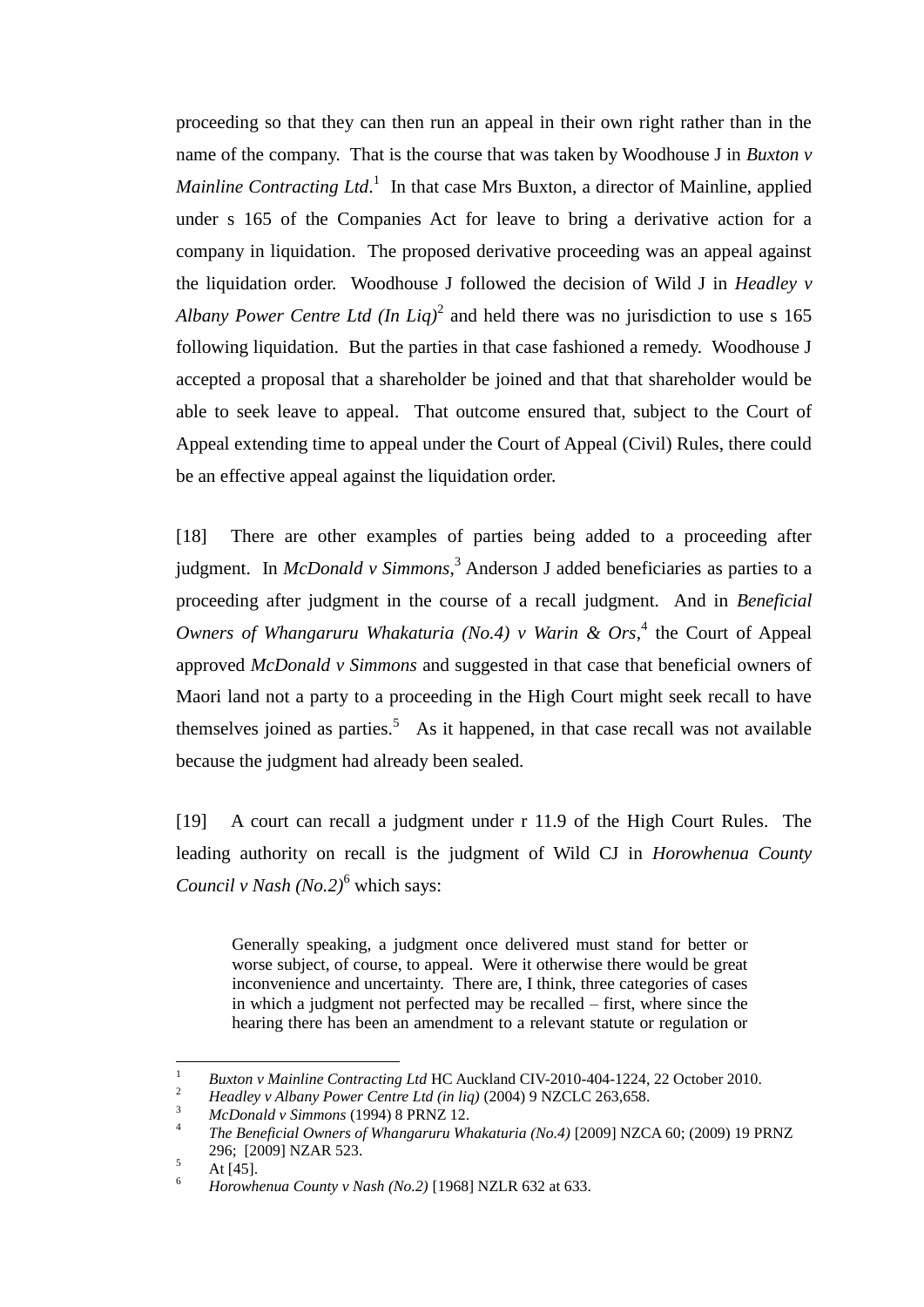proceeding so that they can then run an appeal in their own right rather than in the name of the company. That is the course that was taken by Woodhouse J in *Buxton v Mainline Contracting Ltd*.[1] In that case Mrs Buxton, a director of Mainline, applied under s 165 of the Companies Act for leave to bring a derivative action for a company in liquidation. The proposed derivative proceeding was an appeal against the liquidation order. Woodhouse J followed the decision of Wild J in *Headley v Albany Power Centre Ltd (In Liq)*[2] and held there was no jurisdiction to use s 165 following liquidation. But the parties in that case fashioned a remedy. Woodhouse J accepted a proposal that a shareholder be joined and that that shareholder would be able to seek leave to appeal. That outcome ensured that, subject to the Court of Appeal extending time to appeal under the Court of Appeal (Civil) Rules, there could be an effective appeal against the liquidation order.

[18] There are other examples of parties being added to a proceeding after judgment. In *McDonald v Simmons*,[3] Anderson J added beneficiaries as parties to a proceeding after judgment in the course of a recall judgment. And in *Beneficial Owners of Whangaruru Whakaturia (No.4) v Warin & Ors*,[4] the Court of Appeal approved *McDonald v Simmons* and suggested in that case that beneficial owners of Maori land not a party to a proceeding in the High Court might seek recall to have themselves joined as parties.[5] As it happened, in that case recall was not available because the judgment had already been sealed.

[19] A court can recall a judgment under r 11.9 of the High Court Rules. The leading authority on recall is the judgment of Wild CJ in *Horowhenua County Council v Nash (No.2)*[6] which says:

> Generally speaking, a judgment once delivered must stand for better or worse subject, of course, to appeal. Were it otherwise there would be great inconvenience and uncertainty. There are, I think, three categories of cases in which a judgment not perfected may be recalled – first, where since the hearing there has been an amendment to a relevant statute or regulation or

---

[1] *Buxton v Mainline Contracting Ltd* HC Auckland CIV-2010-404-1224, 22 October 2010.
[2] *Headley v Albany Power Centre Ltd (in liq)* (2004) 9 NZCLC 263,658.
[3] *McDonald v Simmons* (1994) 8 PRNZ 12.
[4] *The Beneficial Owners of Whangaruru Whakaturia (No.4)* [2009] NZCA 60; (2009) 19 PRNZ 296; [2009] NZAR 523.
[5] At [45].
[6] *Horowhenua County v Nash (No.2)* [1968] NZLR 632 at 633.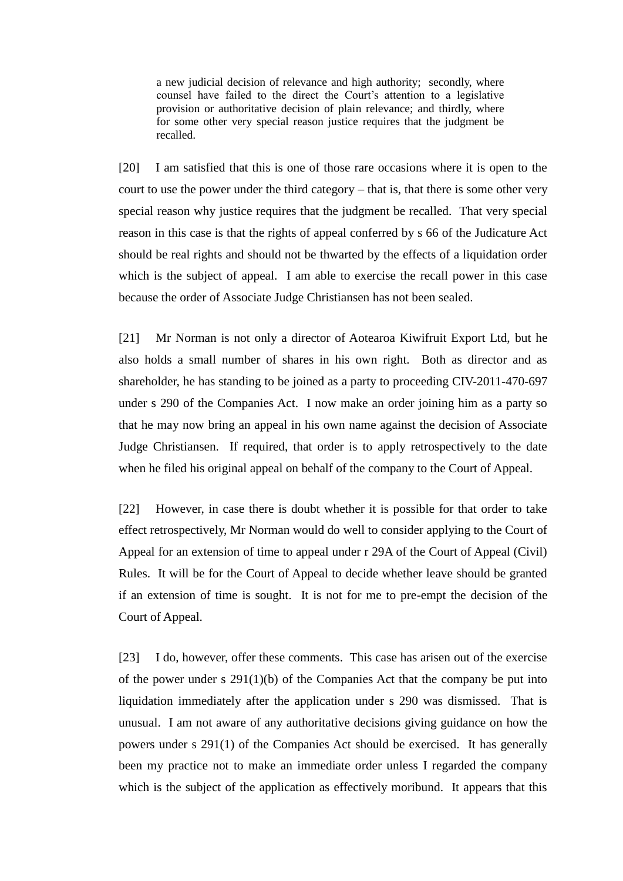> a new judicial decision of relevance and high authority; secondly, where counsel have failed to the direct the Court's attention to a legislative provision or authoritative decision of plain relevance; and thirdly, where for some other very special reason justice requires that the judgment be recalled.

[20] I am satisfied that this is one of those rare occasions where it is open to the court to use the power under the third category – that is, that there is some other very special reason why justice requires that the judgment be recalled. That very special reason in this case is that the rights of appeal conferred by s 66 of the Judicature Act should be real rights and should not be thwarted by the effects of a liquidation order which is the subject of appeal. I am able to exercise the recall power in this case because the order of Associate Judge Christiansen has not been sealed.

[21] Mr Norman is not only a director of Aotearoa Kiwifruit Export Ltd, but he also holds a small number of shares in his own right. Both as director and as shareholder, he has standing to be joined as a party to proceeding CIV-2011-470-697 under s 290 of the Companies Act. I now make an order joining him as a party so that he may now bring an appeal in his own name against the decision of Associate Judge Christiansen. If required, that order is to apply retrospectively to the date when he filed his original appeal on behalf of the company to the Court of Appeal.

[22] However, in case there is doubt whether it is possible for that order to take effect retrospectively, Mr Norman would do well to consider applying to the Court of Appeal for an extension of time to appeal under r 29A of the Court of Appeal (Civil) Rules. It will be for the Court of Appeal to decide whether leave should be granted if an extension of time is sought. It is not for me to pre-empt the decision of the Court of Appeal.

[23] I do, however, offer these comments. This case has arisen out of the exercise of the power under s 291(1)(b) of the Companies Act that the company be put into liquidation immediately after the application under s 290 was dismissed. That is unusual. I am not aware of any authoritative decisions giving guidance on how the powers under s 291(1) of the Companies Act should be exercised. It has generally been my practice not to make an immediate order unless I regarded the company which is the subject of the application as effectively moribund. It appears that this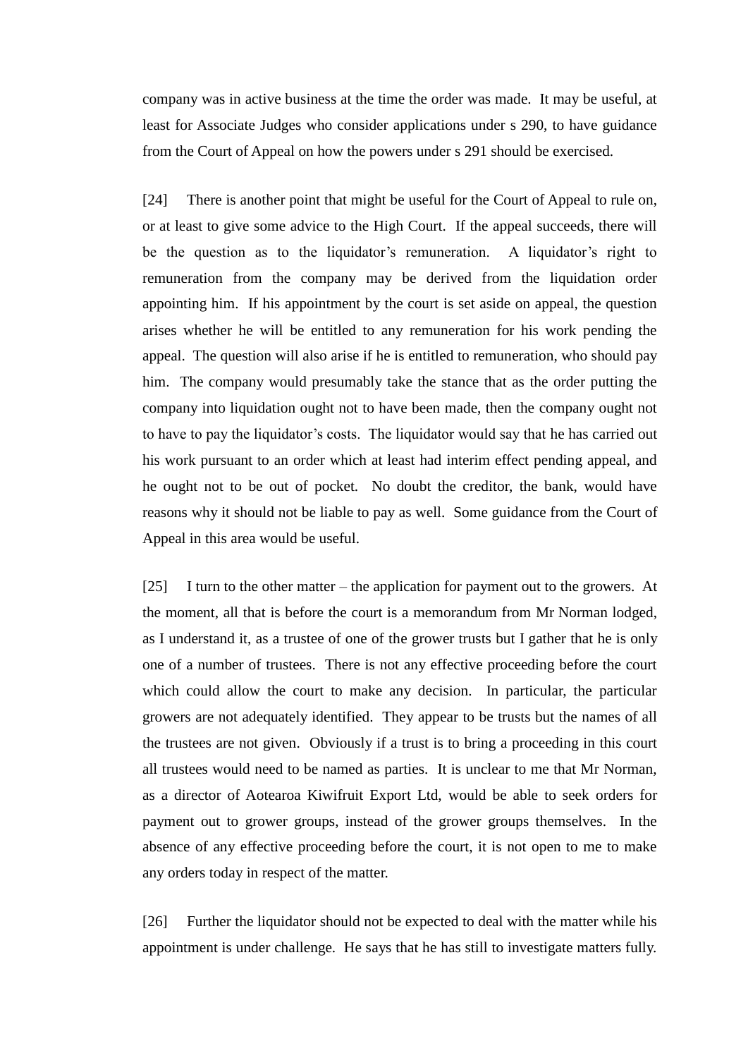company was in active business at the time the order was made. It may be useful, at least for Associate Judges who consider applications under s 290, to have guidance from the Court of Appeal on how the powers under s 291 should be exercised.

[24] There is another point that might be useful for the Court of Appeal to rule on, or at least to give some advice to the High Court. If the appeal succeeds, there will be the question as to the liquidator's remuneration. A liquidator's right to remuneration from the company may be derived from the liquidation order appointing him. If his appointment by the court is set aside on appeal, the question arises whether he will be entitled to any remuneration for his work pending the appeal. The question will also arise if he is entitled to remuneration, who should pay him. The company would presumably take the stance that as the order putting the company into liquidation ought not to have been made, then the company ought not to have to pay the liquidator's costs. The liquidator would say that he has carried out his work pursuant to an order which at least had interim effect pending appeal, and he ought not to be out of pocket. No doubt the creditor, the bank, would have reasons why it should not be liable to pay as well. Some guidance from the Court of Appeal in this area would be useful.

[25] I turn to the other matter – the application for payment out to the growers. At the moment, all that is before the court is a memorandum from Mr Norman lodged, as I understand it, as a trustee of one of the grower trusts but I gather that he is only one of a number of trustees. There is not any effective proceeding before the court which could allow the court to make any decision. In particular, the particular growers are not adequately identified. They appear to be trusts but the names of all the trustees are not given. Obviously if a trust is to bring a proceeding in this court all trustees would need to be named as parties. It is unclear to me that Mr Norman, as a director of Aotearoa Kiwifruit Export Ltd, would be able to seek orders for payment out to grower groups, instead of the grower groups themselves. In the absence of any effective proceeding before the court, it is not open to me to make any orders today in respect of the matter.

[26] Further the liquidator should not be expected to deal with the matter while his appointment is under challenge. He says that he has still to investigate matters fully.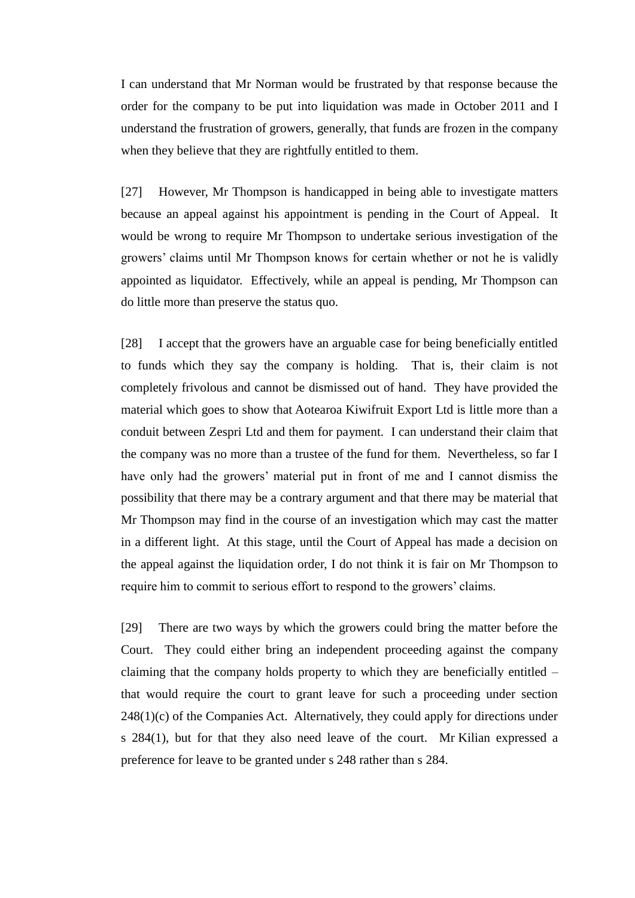I can understand that Mr Norman would be frustrated by that response because the order for the company to be put into liquidation was made in October 2011 and I understand the frustration of growers, generally, that funds are frozen in the company when they believe that they are rightfully entitled to them.

[27] However, Mr Thompson is handicapped in being able to investigate matters because an appeal against his appointment is pending in the Court of Appeal. It would be wrong to require Mr Thompson to undertake serious investigation of the growers' claims until Mr Thompson knows for certain whether or not he is validly appointed as liquidator. Effectively, while an appeal is pending, Mr Thompson can do little more than preserve the status quo.

[28] I accept that the growers have an arguable case for being beneficially entitled to funds which they say the company is holding. That is, their claim is not completely frivolous and cannot be dismissed out of hand. They have provided the material which goes to show that Aotearoa Kiwifruit Export Ltd is little more than a conduit between Zespri Ltd and them for payment. I can understand their claim that the company was no more than a trustee of the fund for them. Nevertheless, so far I have only had the growers' material put in front of me and I cannot dismiss the possibility that there may be a contrary argument and that there may be material that Mr Thompson may find in the course of an investigation which may cast the matter in a different light. At this stage, until the Court of Appeal has made a decision on the appeal against the liquidation order, I do not think it is fair on Mr Thompson to require him to commit to serious effort to respond to the growers' claims.

[29] There are two ways by which the growers could bring the matter before the Court. They could either bring an independent proceeding against the company claiming that the company holds property to which they are beneficially entitled – that would require the court to grant leave for such a proceeding under section 248(1)(c) of the Companies Act. Alternatively, they could apply for directions under s 284(1), but for that they also need leave of the court. Mr Kilian expressed a preference for leave to be granted under s 248 rather than s 284.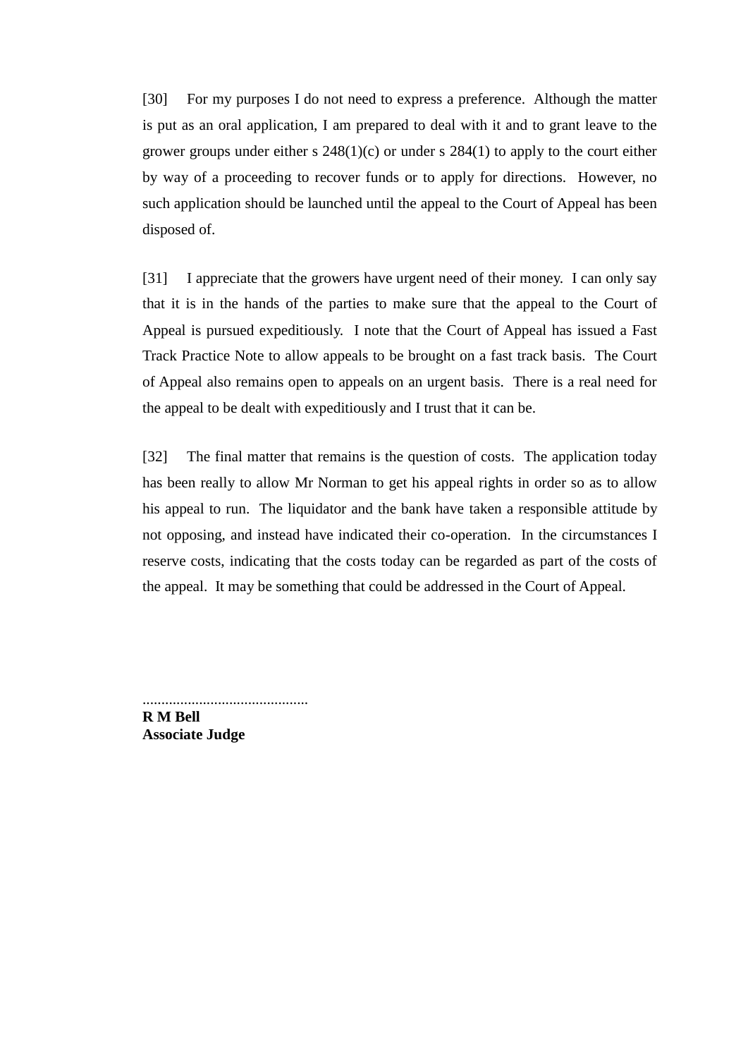[30] For my purposes I do not need to express a preference. Although the matter is put as an oral application, I am prepared to deal with it and to grant leave to the grower groups under either s 248(1)(c) or under s 284(1) to apply to the court either by way of a proceeding to recover funds or to apply for directions. However, no such application should be launched until the appeal to the Court of Appeal has been disposed of.

[31] I appreciate that the growers have urgent need of their money. I can only say that it is in the hands of the parties to make sure that the appeal to the Court of Appeal is pursued expeditiously. I note that the Court of Appeal has issued a Fast Track Practice Note to allow appeals to be brought on a fast track basis. The Court of Appeal also remains open to appeals on an urgent basis. There is a real need for the appeal to be dealt with expeditiously and I trust that it can be.

[32] The final matter that remains is the question of costs. The application today has been really to allow Mr Norman to get his appeal rights in order so as to allow his appeal to run. The liquidator and the bank have taken a responsible attitude by not opposing, and instead have indicated their co-operation. In the circumstances I reserve costs, indicating that the costs today can be regarded as part of the costs of the appeal. It may be something that could be addressed in the Court of Appeal.

...........................................
**R M Bell**
**Associate Judge**